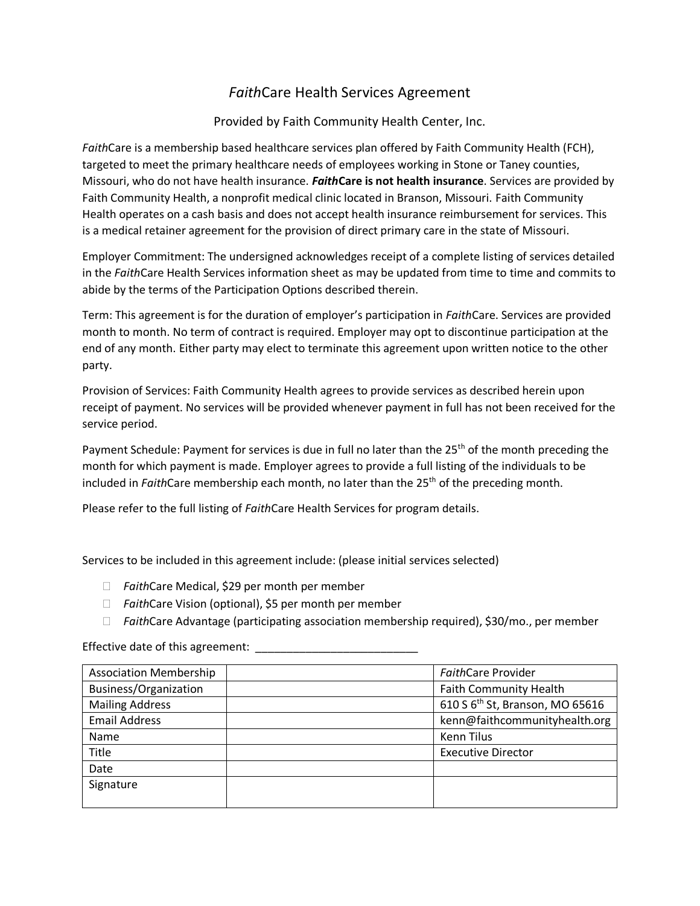# *Faith*Care Health Services Agreement

Provided by Faith Community Health Center, Inc.

*Faith*Care is a membership based healthcare services plan offered by Faith Community Health (FCH), targeted to meet the primary healthcare needs of employees working in Stone or Taney counties, Missouri, who do not have health insurance. ***Faith*Care is not health insurance**. Services are provided by Faith Community Health, a nonprofit medical clinic located in Branson, Missouri. Faith Community Health operates on a cash basis and does not accept health insurance reimbursement for services. This is a medical retainer agreement for the provision of direct primary care in the state of Missouri.

Employer Commitment: The undersigned acknowledges receipt of a complete listing of services detailed in the *Faith*Care Health Services information sheet as may be updated from time to time and commits to abide by the terms of the Participation Options described therein.

Term: This agreement is for the duration of employer's participation in *Faith*Care. Services are provided month to month. No term of contract is required. Employer may opt to discontinue participation at the end of any month. Either party may elect to terminate this agreement upon written notice to the other party.

Provision of Services: Faith Community Health agrees to provide services as described herein upon receipt of payment. No services will be provided whenever payment in full has not been received for the service period.

Payment Schedule: Payment for services is due in full no later than the 25th of the month preceding the month for which payment is made. Employer agrees to provide a full listing of the individuals to be included in *Faith*Care membership each month, no later than the 25th of the preceding month.

Please refer to the full listing of *Faith*Care Health Services for program details.

Services to be included in this agreement include: (please initial services selected)

- ☐ *Faith*Care Medical, $29 per month per member
- ☐ *Faith*Care Vision (optional), $5 per month per member
- ☐ *Faith*Care Advantage (participating association membership required), $30/mo., per member

Effective date of this agreement: ___________________________

| Association Membership | | *Faith*Care Provider |
|---|---|---|
| Business/Organization | | Faith Community Health |
| Mailing Address | | 610 S 6th St, Branson, MO 65616 |
| Email Address | | kenn@faithcommunityhealth.org |
| Name | | Kenn Tilus |
| Title | | Executive Director |
| Date | | |
| Signature | | |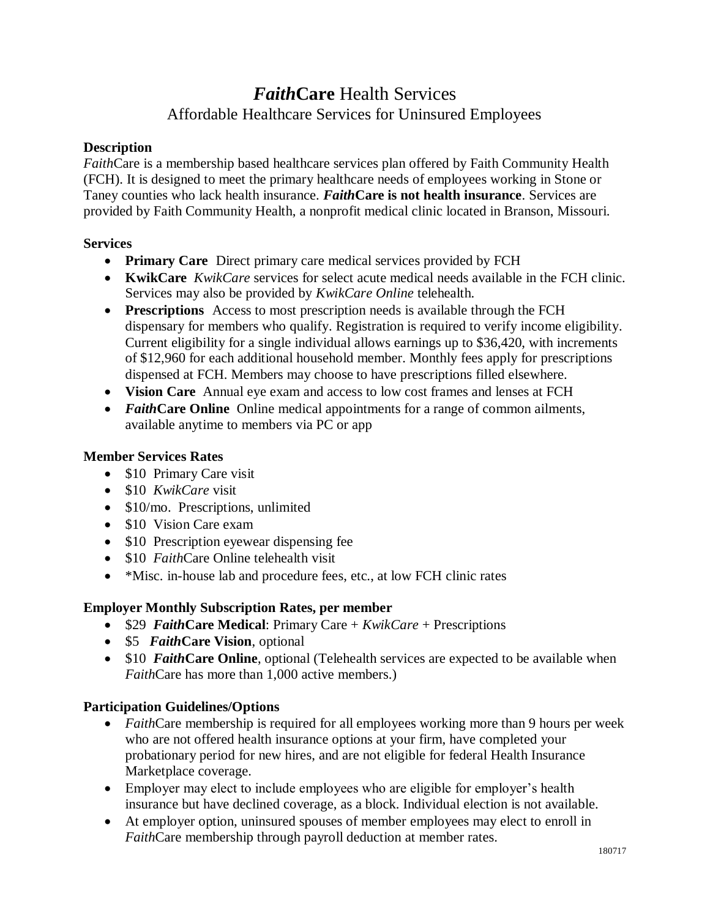# ***Faith*Care** Health Services

Affordable Healthcare Services for Uninsured Employees

**Description**

*Faith*Care is a membership based healthcare services plan offered by Faith Community Health (FCH). It is designed to meet the primary healthcare needs of employees working in Stone or Taney counties who lack health insurance. ***Faith*Care is not health insurance**. Services are provided by Faith Community Health, a nonprofit medical clinic located in Branson, Missouri.

**Services**

- **Primary Care** Direct primary care medical services provided by FCH
- **KwikCare** *KwikCare* services for select acute medical needs available in the FCH clinic. Services may also be provided by *KwikCare Online* telehealth.
- **Prescriptions** Access to most prescription needs is available through the FCH dispensary for members who qualify. Registration is required to verify income eligibility. Current eligibility for a single individual allows earnings up to $36,420, with increments of $12,960 for each additional household member. Monthly fees apply for prescriptions dispensed at FCH. Members may choose to have prescriptions filled elsewhere.
- **Vision Care** Annual eye exam and access to low cost frames and lenses at FCH
- ***Faith*Care Online** Online medical appointments for a range of common ailments, available anytime to members via PC or app

**Member Services Rates**

- $10 Primary Care visit
- $10 *KwikCare* visit
- $10/mo. Prescriptions, unlimited
- $10 Vision Care exam
- $10 Prescription eyewear dispensing fee
- $10 *Faith*Care Online telehealth visit
- *Misc. in-house lab and procedure fees, etc., at low FCH clinic rates

**Employer Monthly Subscription Rates, per member**

- $29 ***Faith*Care Medical**: Primary Care + *KwikCare* + Prescriptions
- $5 ***Faith*Care Vision**, optional
- $10 ***Faith*Care Online**, optional (Telehealth services are expected to be available when *Faith*Care has more than 1,000 active members.)

**Participation Guidelines/Options**

- *Faith*Care membership is required for all employees working more than 9 hours per week who are not offered health insurance options at your firm, have completed your probationary period for new hires, and are not eligible for federal Health Insurance Marketplace coverage.
- Employer may elect to include employees who are eligible for employer's health insurance but have declined coverage, as a block. Individual election is not available.
- At employer option, uninsured spouses of member employees may elect to enroll in *Faith*Care membership through payroll deduction at member rates.

180717